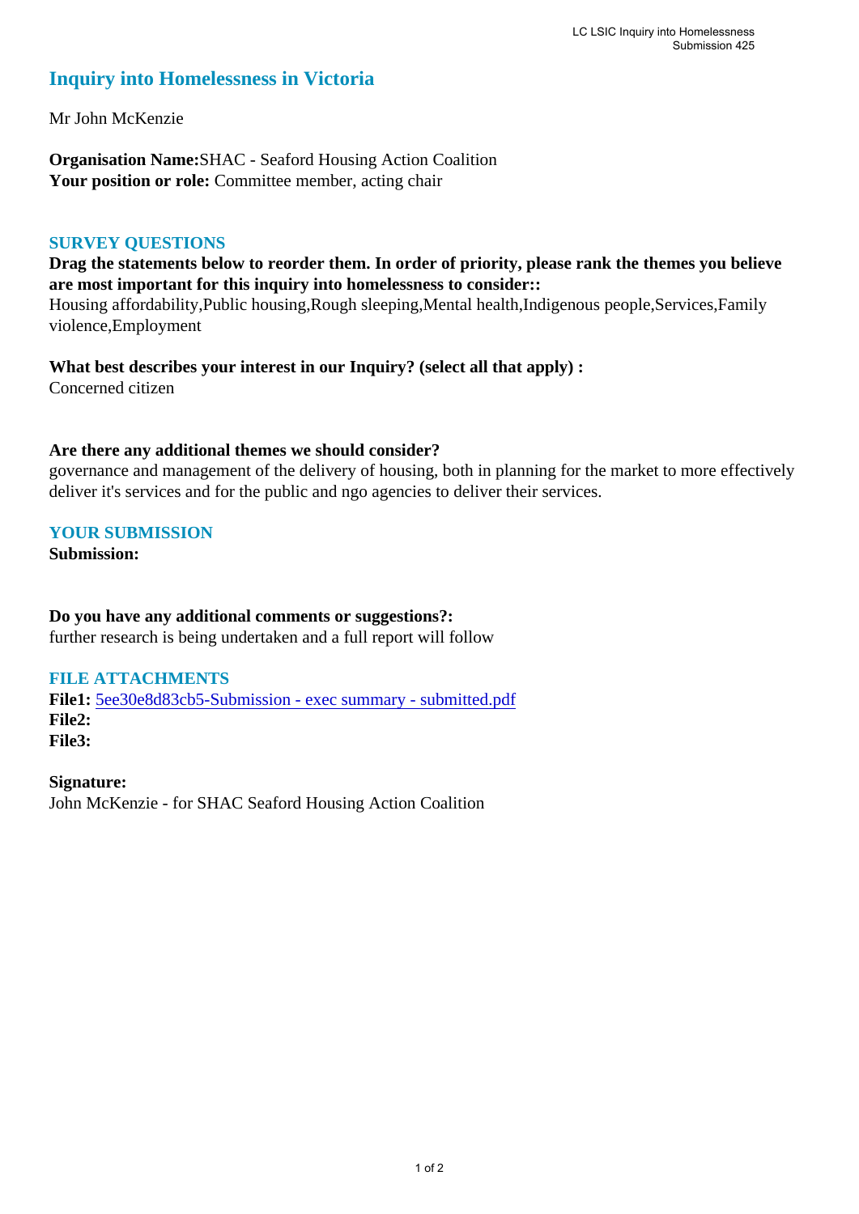# Inquiry into Homelessness in Victoria

Mr John McKenzie

**Organisation Name:** SHAC - Seaford Housing Action Coalition
**Your position or role:** Committee member, acting chair

## SURVEY QUESTIONS

**Drag the statements below to reorder them. In order of priority, please rank the themes you believe are most important for this inquiry into homelessness to consider::**
Housing affordability,Public housing,Rough sleeping,Mental health,Indigenous people,Services,Family violence,Employment

**What best describes your interest in our Inquiry? (select all that apply) :**
Concerned citizen

**Are there any additional themes we should consider?**
governance and management of the delivery of housing, both in planning for the market to more effectively deliver it's services and for the public and ngo agencies to deliver their services.

## YOUR SUBMISSION

**Submission:**

**Do you have any additional comments or suggestions?:**
further research is being undertaken and a full report will follow

## FILE ATTACHMENTS

**File1:** 5ee30e8d83cb5-Submission - exec summary - submitted.pdf
**File2:**
**File3:**

**Signature:**
John McKenzie - for SHAC Seaford Housing Action Coalition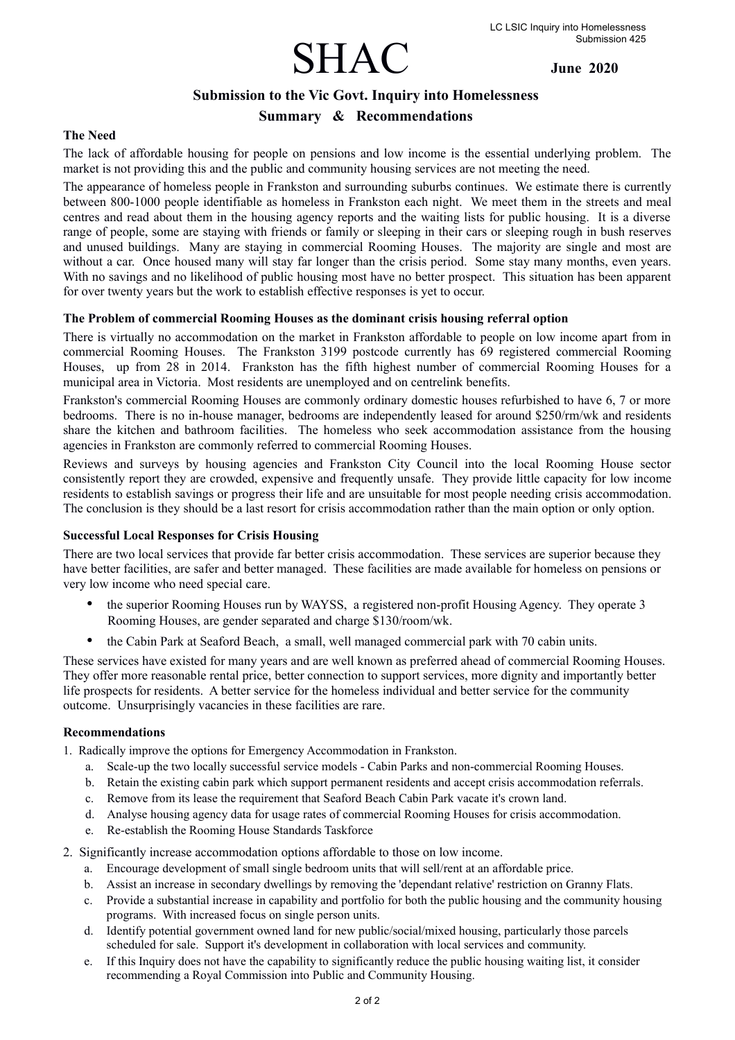# SHAC

**June 2020**

## Submission to the Vic Govt. Inquiry into Homelessness

## Summary & Recommendations

### The Need

The lack of affordable housing for people on pensions and low income is the essential underlying problem. The market is not providing this and the public and community housing services are not meeting the need.

The appearance of homeless people in Frankston and surrounding suburbs continues. We estimate there is currently between 800-1000 people identifiable as homeless in Frankston each night. We meet them in the streets and meal centres and read about them in the housing agency reports and the waiting lists for public housing. It is a diverse range of people, some are staying with friends or family or sleeping in their cars or sleeping rough in bush reserves and unused buildings. Many are staying in commercial Rooming Houses. The majority are single and most are without a car. Once housed many will stay far longer than the crisis period. Some stay many months, even years. With no savings and no likelihood of public housing most have no better prospect. This situation has been apparent for over twenty years but the work to establish effective responses is yet to occur.

### The Problem of commercial Rooming Houses as the dominant crisis housing referral option

There is virtually no accommodation on the market in Frankston affordable to people on low income apart from in commercial Rooming Houses. The Frankston 3199 postcode currently has 69 registered commercial Rooming Houses, up from 28 in 2014. Frankston has the fifth highest number of commercial Rooming Houses for a municipal area in Victoria. Most residents are unemployed and on centrelink benefits.

Frankston's commercial Rooming Houses are commonly ordinary domestic houses refurbished to have 6, 7 or more bedrooms. There is no in-house manager, bedrooms are independently leased for around $250/rm/wk and residents share the kitchen and bathroom facilities. The homeless who seek accommodation assistance from the housing agencies in Frankston are commonly referred to commercial Rooming Houses.

Reviews and surveys by housing agencies and Frankston City Council into the local Rooming House sector consistently report they are crowded, expensive and frequently unsafe. They provide little capacity for low income residents to establish savings or progress their life and are unsuitable for most people needing crisis accommodation. The conclusion is they should be a last resort for crisis accommodation rather than the main option or only option.

### Successful Local Responses for Crisis Housing

There are two local services that provide far better crisis accommodation. These services are superior because they have better facilities, are safer and better managed. These facilities are made available for homeless on pensions or very low income who need special care.

- the superior Rooming Houses run by WAYSS, a registered non-profit Housing Agency. They operate 3 Rooming Houses, are gender separated and charge $130/room/wk.
- the Cabin Park at Seaford Beach, a small, well managed commercial park with 70 cabin units.

These services have existed for many years and are well known as preferred ahead of commercial Rooming Houses. They offer more reasonable rental price, better connection to support services, more dignity and importantly better life prospects for residents. A better service for the homeless individual and better service for the community outcome. Unsurprisingly vacancies in these facilities are rare.

### Recommendations

1. Radically improve the options for Emergency Accommodation in Frankston.
   a. Scale-up the two locally successful service models - Cabin Parks and non-commercial Rooming Houses.
   b. Retain the existing cabin park which support permanent residents and accept crisis accommodation referrals.
   c. Remove from its lease the requirement that Seaford Beach Cabin Park vacate it's crown land.
   d. Analyse housing agency data for usage rates of commercial Rooming Houses for crisis accommodation.
   e. Re-establish the Rooming House Standards Taskforce
2. Significantly increase accommodation options affordable to those on low income.
   a. Encourage development of small single bedroom units that will sell/rent at an affordable price.
   b. Assist an increase in secondary dwellings by removing the 'dependant relative' restriction on Granny Flats.
   c. Provide a substantial increase in capability and portfolio for both the public housing and the community housing programs. With increased focus on single person units.
   d. Identify potential government owned land for new public/social/mixed housing, particularly those parcels scheduled for sale. Support it's development in collaboration with local services and community.
   e. If this Inquiry does not have the capability to significantly reduce the public housing waiting list, it consider recommending a Royal Commission into Public and Community Housing.